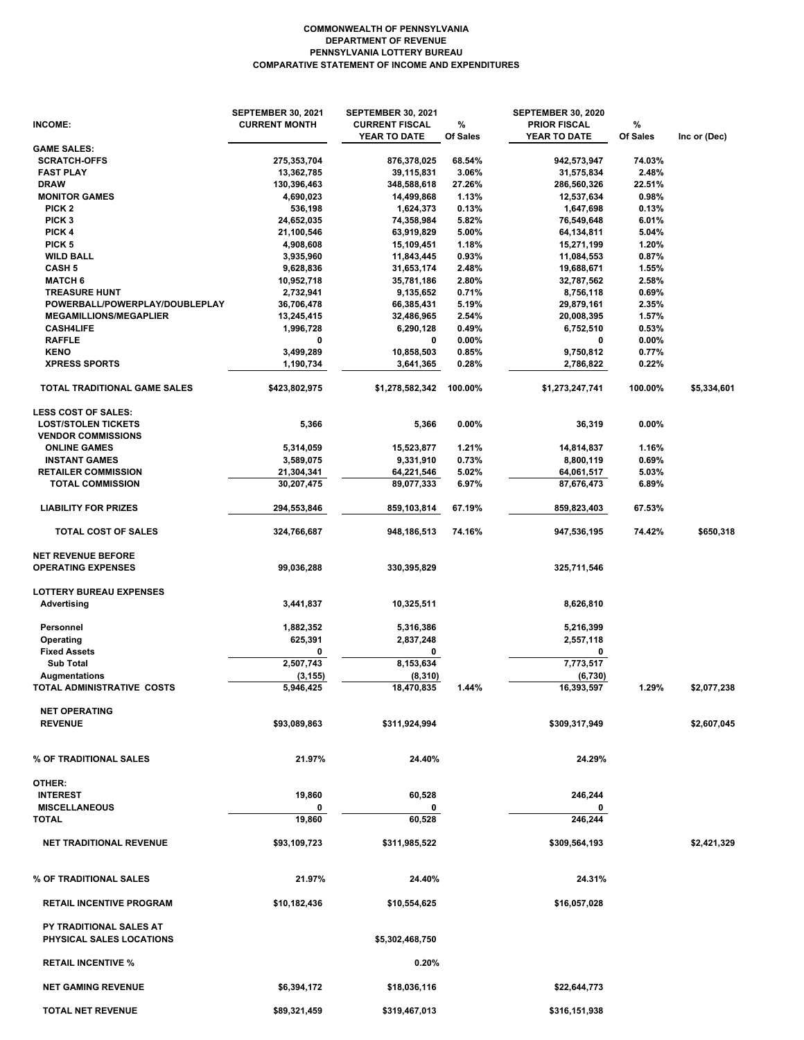# COMMONWEALTH OF PENNSYLVANIA
# DEPARTMENT OF REVENUE
# PENNSYLVANIA LOTTERY BUREAU
## COMPARATIVE STATEMENT OF INCOME AND EXPENDITURES

| INCOME: | SEPTEMBER 30, 2021 CURRENT MONTH | SEPTEMBER 30, 2021 CURRENT FISCAL YEAR TO DATE | % Of Sales | SEPTEMBER 30, 2020 PRIOR FISCAL YEAR TO DATE | % Of Sales | Inc or (Dec) |
|---|---|---|---|---|---|---|
| **GAME SALES:** | | | | | | |
| SCRATCH-OFFS | 275,353,704 | 876,378,025 | 68.54% | 942,573,947 | 74.03% | |
| FAST PLAY | 13,362,785 | 39,115,831 | 3.06% | 31,575,834 | 2.48% | |
| DRAW | 130,396,463 | 348,588,618 | 27.26% | 286,560,326 | 22.51% | |
| MONITOR GAMES | 4,690,023 | 14,499,868 | 1.13% | 12,537,634 | 0.98% | |
| PICK 2 | 536,198 | 1,624,373 | 0.13% | 1,647,698 | 0.13% | |
| PICK 3 | 24,652,035 | 74,358,984 | 5.82% | 76,549,648 | 6.01% | |
| PICK 4 | 21,100,546 | 63,919,829 | 5.00% | 64,134,811 | 5.04% | |
| PICK 5 | 4,908,608 | 15,109,451 | 1.18% | 15,271,199 | 1.20% | |
| WILD BALL | 3,935,960 | 11,843,445 | 0.93% | 11,084,553 | 0.87% | |
| CASH 5 | 9,628,836 | 31,653,174 | 2.48% | 19,688,671 | 1.55% | |
| MATCH 6 | 10,952,718 | 35,781,186 | 2.80% | 32,787,562 | 2.58% | |
| TREASURE HUNT | 2,732,941 | 9,135,652 | 0.71% | 8,756,118 | 0.69% | |
| POWERBALL/POWERPLAY/DOUBLEPLAY | 36,706,478 | 66,385,431 | 5.19% | 29,879,161 | 2.35% | |
| MEGAMILLIONS/MEGAPLIER | 13,245,415 | 32,486,965 | 2.54% | 20,008,395 | 1.57% | |
| CASH4LIFE | 1,996,728 | 6,290,128 | 0.49% | 6,752,510 | 0.53% | |
| RAFFLE | 0 | 0 | 0.00% | 0 | 0.00% | |
| KENO | 3,499,289 | 10,858,503 | 0.85% | 9,750,812 | 0.77% | |
| XPRESS SPORTS | 1,190,734 | 3,641,365 | 0.28% | 2,786,822 | 0.22% | |
| **TOTAL TRADITIONAL GAME SALES** | $423,802,975 | $1,278,582,342 | 100.00% | $1,273,247,741 | 100.00% | $5,334,601 |
| **LESS COST OF SALES:** | | | | | | |
| LOST/STOLEN TICKETS | 5,366 | 5,366 | 0.00% | 36,319 | 0.00% | |
| VENDOR COMMISSIONS | | | | | | |
| ONLINE GAMES | 5,314,059 | 15,523,877 | 1.21% | 14,814,837 | 1.16% | |
| INSTANT GAMES | 3,589,075 | 9,331,910 | 0.73% | 8,800,119 | 0.69% | |
| RETAILER COMMISSION | 21,304,341 | 64,221,546 | 5.02% | 64,061,517 | 5.03% | |
| TOTAL COMMISSION | 30,207,475 | 89,077,333 | 6.97% | 87,676,473 | 6.89% | |
| LIABILITY FOR PRIZES | 294,553,846 | 859,103,814 | 67.19% | 859,823,403 | 67.53% | |
| **TOTAL COST OF SALES** | 324,766,687 | 948,186,513 | 74.16% | 947,536,195 | 74.42% | $650,318 |
| **NET REVENUE BEFORE OPERATING EXPENSES** | 99,036,288 | 330,395,829 | | 325,711,546 | | |
| **LOTTERY BUREAU EXPENSES** | | | | | | |
| Advertising | 3,441,837 | 10,325,511 | | 8,626,810 | | |
| Personnel | 1,882,352 | 5,316,386 | | 5,216,399 | | |
| Operating | 625,391 | 2,837,248 | | 2,557,118 | | |
| Fixed Assets | 0 | 0 | | 0 | | |
| Sub Total | 2,507,743 | 8,153,634 | | 7,773,517 | | |
| Augmentations | (3,155) | (8,310) | | (6,730) | | |
| **TOTAL ADMINISTRATIVE COSTS** | 5,946,425 | 18,470,835 | 1.44% | 16,393,597 | 1.29% | $2,077,238 |
| **NET OPERATING REVENUE** | $93,089,863 | $311,924,994 | | $309,317,949 | | $2,607,045 |
| **% OF TRADITIONAL SALES** | 21.97% | 24.40% | | 24.29% | | |
| **OTHER:** | | | | | | |
| INTEREST | 19,860 | 60,528 | | 246,244 | | |
| MISCELLANEOUS | 0 | 0 | | 0 | | |
| **TOTAL** | 19,860 | 60,528 | | 246,244 | | |
| **NET TRADITIONAL REVENUE** | $93,109,723 | $311,985,522 | | $309,564,193 | | $2,421,329 |
| **% OF TRADITIONAL SALES** | 21.97% | 24.40% | | 24.31% | | |
| **RETAIL INCENTIVE PROGRAM** | $10,182,436 | $10,554,625 | | $16,057,028 | | |
| **PY TRADITIONAL SALES AT PHYSICAL SALES LOCATIONS** | | $5,302,468,750 | | | | |
| **RETAIL INCENTIVE %** | | 0.20% | | | | |
| **NET GAMING REVENUE** | $6,394,172 | $18,036,116 | | $22,644,773 | | |
| **TOTAL NET REVENUE** | $89,321,459 | $319,467,013 | | $316,151,938 | | |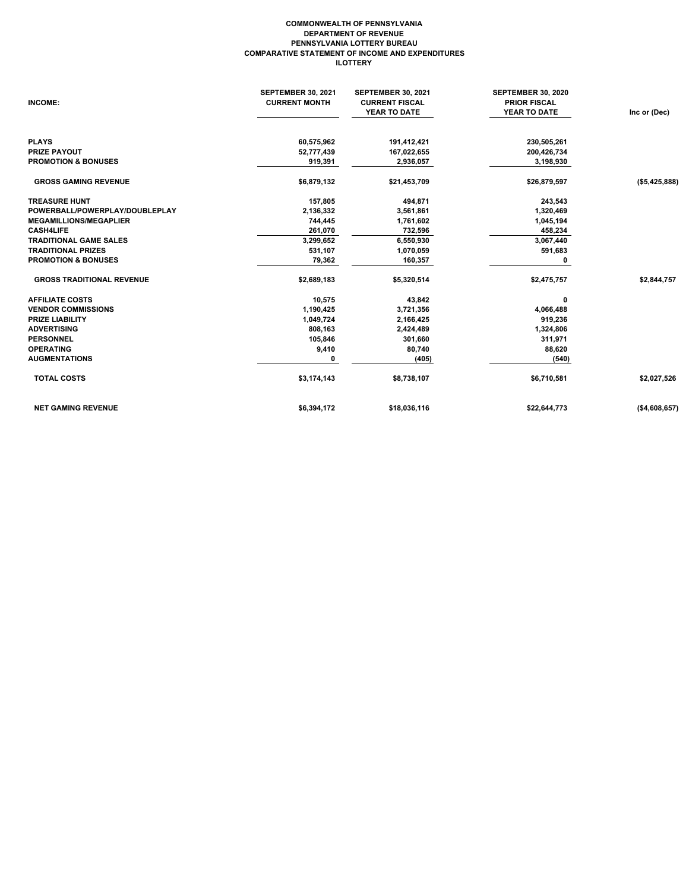**COMMONWEALTH OF PENNSYLVANIA**
**DEPARTMENT OF REVENUE**
**PENNSYLVANIA LOTTERY BUREAU**
**COMPARATIVE STATEMENT OF INCOME AND EXPENDITURES**
**ILOTTERY**

| INCOME: | SEPTEMBER 30, 2021 CURRENT MONTH | SEPTEMBER 30, 2021 CURRENT FISCAL YEAR TO DATE | SEPTEMBER 30, 2020 PRIOR FISCAL YEAR TO DATE | Inc or (Dec) |
|---|---|---|---|---|
| PLAYS | 60,575,962 | 191,412,421 | 230,505,261 | |
| PRIZE PAYOUT | 52,777,439 | 167,022,655 | 200,426,734 | |
| PROMOTION & BONUSES | 919,391 | 2,936,057 | 3,198,930 | |
| GROSS GAMING REVENUE | $6,879,132 | $21,453,709 | $26,879,597 | ($5,425,888) |
| TREASURE HUNT | 157,805 | 494,871 | 243,543 | |
| POWERBALL/POWERPLAY/DOUBLEPLAY | 2,136,332 | 3,561,861 | 1,320,469 | |
| MEGAMILLIONS/MEGAPLIER | 744,445 | 1,761,602 | 1,045,194 | |
| CASH4LIFE | 261,070 | 732,596 | 458,234 | |
| TRADITIONAL GAME SALES | 3,299,652 | 6,550,930 | 3,067,440 | |
| TRADITIONAL PRIZES | 531,107 | 1,070,059 | 591,683 | |
| PROMOTION & BONUSES | 79,362 | 160,357 | 0 | |
| GROSS TRADITIONAL REVENUE | $2,689,183 | $5,320,514 | $2,475,757 | $2,844,757 |
| AFFILIATE COSTS | 10,575 | 43,842 | 0 | |
| VENDOR COMMISSIONS | 1,190,425 | 3,721,356 | 4,066,488 | |
| PRIZE LIABILITY | 1,049,724 | 2,166,425 | 919,236 | |
| ADVERTISING | 808,163 | 2,424,489 | 1,324,806 | |
| PERSONNEL | 105,846 | 301,660 | 311,971 | |
| OPERATING | 9,410 | 80,740 | 88,620 | |
| AUGMENTATIONS | 0 | (405) | (540) | |
| TOTAL COSTS | $3,174,143 | $8,738,107 | $6,710,581 | $2,027,526 |
| NET GAMING REVENUE | $6,394,172 | $18,036,116 | $22,644,773 | ($4,608,657) |